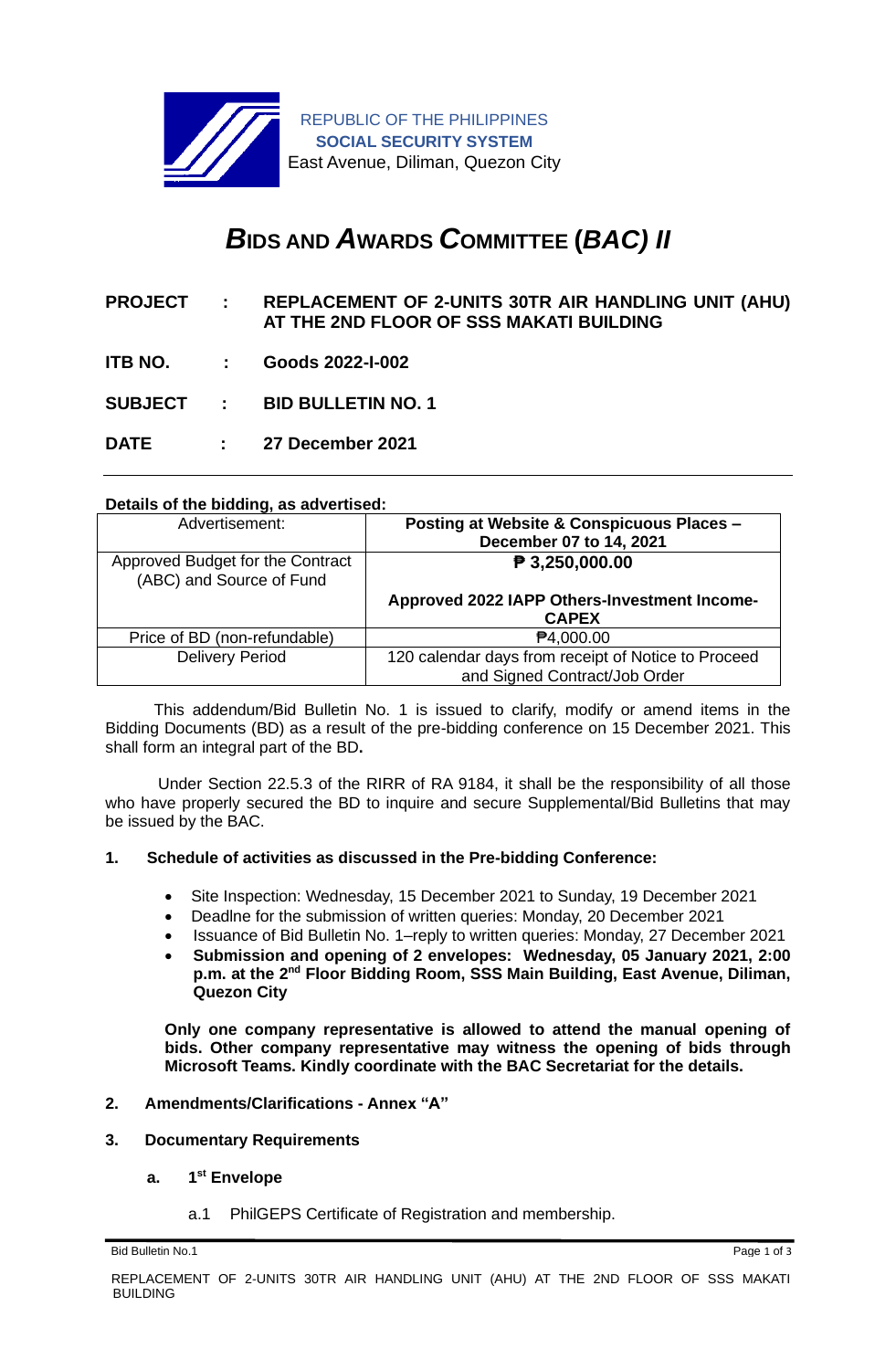REPUBLIC OF THE PHILIPPINES
**SOCIAL SECURITY SYSTEM**
East Avenue, Diliman, Quezon City

# *B*IDS AND *A*WARDS *C*OMMITTEE (*BAC) II*

**PROJECT : REPLACEMENT OF 2-UNITS 30TR AIR HANDLING UNIT (AHU) AT THE 2ND FLOOR OF SSS MAKATI BUILDING**

**ITB NO. : Goods 2022-I-002**

**SUBJECT : BID BULLETIN NO. 1**

**DATE : 27 December 2021**

---

**Details of the bidding, as advertised:**

| | |
|---|---|
| Advertisement: | **Posting at Website & Conspicuous Places – December 07 to 14, 2021** |
| Approved Budget for the Contract (ABC) and Source of Fund | **₱ 3,250,000.00**<br><br>**Approved 2022 IAPP Others-Investment Income-CAPEX** |
| Price of BD (non-refundable) | ₱4,000.00 |
| Delivery Period | 120 calendar days from receipt of Notice to Proceed and Signed Contract/Job Order |

This addendum/Bid Bulletin No. 1 is issued to clarify, modify or amend items in the Bidding Documents (BD) as a result of the pre-bidding conference on 15 December 2021. This shall form an integral part of the BD**.**

Under Section 22.5.3 of the RIRR of RA 9184, it shall be the responsibility of all those who have properly secured the BD to inquire and secure Supplemental/Bid Bulletins that may be issued by the BAC.

**1. Schedule of activities as discussed in the Pre-bidding Conference:**

- Site Inspection: Wednesday, 15 December 2021 to Sunday, 19 December 2021
- Deadlne for the submission of written queries: Monday, 20 December 2021
- Issuance of Bid Bulletin No. 1–reply to written queries: Monday, 27 December 2021
- **Submission and opening of 2 envelopes: Wednesday, 05 January 2021, 2:00 p.m. at the 2nd Floor Bidding Room, SSS Main Building, East Avenue, Diliman, Quezon City**

**Only one company representative is allowed to attend the manual opening of bids. Other company representative may witness the opening of bids through Microsoft Teams. Kindly coordinate with the BAC Secretariat for the details.**

**2. Amendments/Clarifications - Annex "A"**

**3. Documentary Requirements**

**a. 1st Envelope**

a.1 PhilGEPS Certificate of Registration and membership.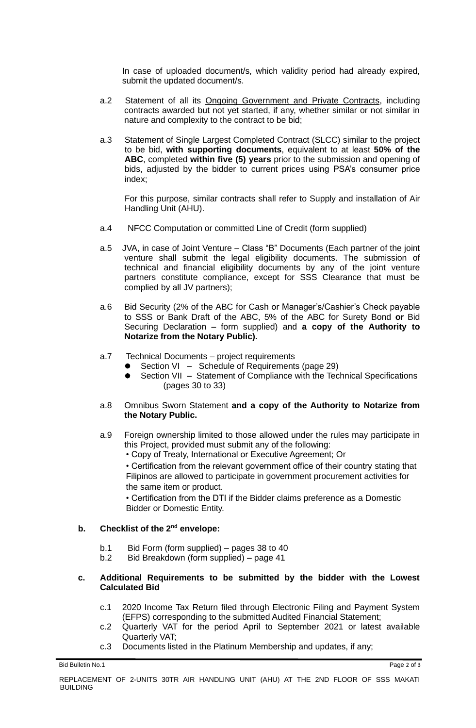In case of uploaded document/s, which validity period had already expired, submit the updated document/s.

a.2 Statement of all its Ongoing Government and Private Contracts, including contracts awarded but not yet started, if any, whether similar or not similar in nature and complexity to the contract to be bid;

a.3 Statement of Single Largest Completed Contract (SLCC) similar to the project to be bid, **with supporting documents**, equivalent to at least **50% of the ABC**, completed **within five (5) years** prior to the submission and opening of bids, adjusted by the bidder to current prices using PSA's consumer price index;

For this purpose, similar contracts shall refer to Supply and installation of Air Handling Unit (AHU).

a.4 NFCC Computation or committed Line of Credit (form supplied)

a.5 JVA, in case of Joint Venture – Class "B" Documents (Each partner of the joint venture shall submit the legal eligibility documents. The submission of technical and financial eligibility documents by any of the joint venture partners constitute compliance, except for SSS Clearance that must be complied by all JV partners);

a.6 Bid Security (2% of the ABC for Cash or Manager's/Cashier's Check payable to SSS or Bank Draft of the ABC, 5% of the ABC for Surety Bond **or** Bid Securing Declaration – form supplied) and **a copy of the Authority to Notarize from the Notary Public).**

a.7 Technical Documents – project requirements
- Section VI – Schedule of Requirements (page 29)
- Section VII – Statement of Compliance with the Technical Specifications (pages 30 to 33)

a.8 Omnibus Sworn Statement **and a copy of the Authority to Notarize from the Notary Public.**

a.9 Foreign ownership limited to those allowed under the rules may participate in this Project, provided must submit any of the following:
- Copy of Treaty, International or Executive Agreement; Or
- Certification from the relevant government office of their country stating that Filipinos are allowed to participate in government procurement activities for the same item or product.
- Certification from the DTI if the Bidder claims preference as a Domestic Bidder or Domestic Entity.

**b. Checklist of the 2nd envelope:**

b.1 Bid Form (form supplied) – pages 38 to 40
b.2 Bid Breakdown (form supplied) – page 41

**c. Additional Requirements to be submitted by the bidder with the Lowest Calculated Bid**

c.1 2020 Income Tax Return filed through Electronic Filing and Payment System (EFPS) corresponding to the submitted Audited Financial Statement;
c.2 Quarterly VAT for the period April to September 2021 or latest available Quarterly VAT;
c.3 Documents listed in the Platinum Membership and updates, if any;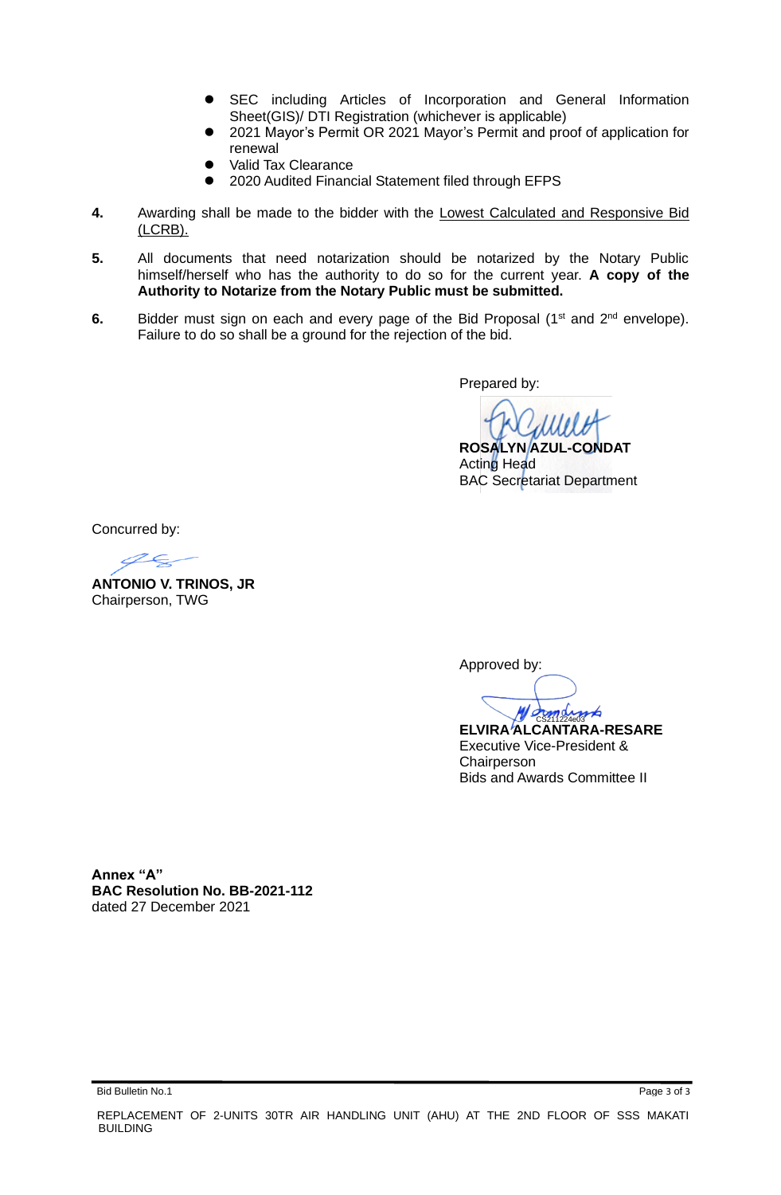- SEC including Articles of Incorporation and General Information Sheet(GIS)/ DTI Registration (whichever is applicable)
- 2021 Mayor's Permit OR 2021 Mayor's Permit and proof of application for renewal
- Valid Tax Clearance
- 2020 Audited Financial Statement filed through EFPS

**4.** Awarding shall be made to the bidder with the Lowest Calculated and Responsive Bid (LCRB).

**5.** All documents that need notarization should be notarized by the Notary Public himself/herself who has the authority to do so for the current year. **A copy of the Authority to Notarize from the Notary Public must be submitted.**

**6.** Bidder must sign on each and every page of the Bid Proposal (1st and 2nd envelope). Failure to do so shall be a ground for the rejection of the bid.

Prepared by:

**ROSALYN AZUL-CONDAT**
Acting Head
BAC Secretariat Department

Concurred by:

**ANTONIO V. TRINOS, JR**
Chairperson, TWG

Approved by:

CS211224e03

**ELVIRA ALCANTARA-RESARE**
Executive Vice-President &
Chairperson
Bids and Awards Committee II

**Annex "A"**
**BAC Resolution No. BB-2021-112**
dated 27 December 2021

Bid Bulletin No.1

REPLACEMENT OF 2-UNITS 30TR AIR HANDLING UNIT (AHU) AT THE 2ND FLOOR OF SSS MAKATI BUILDING